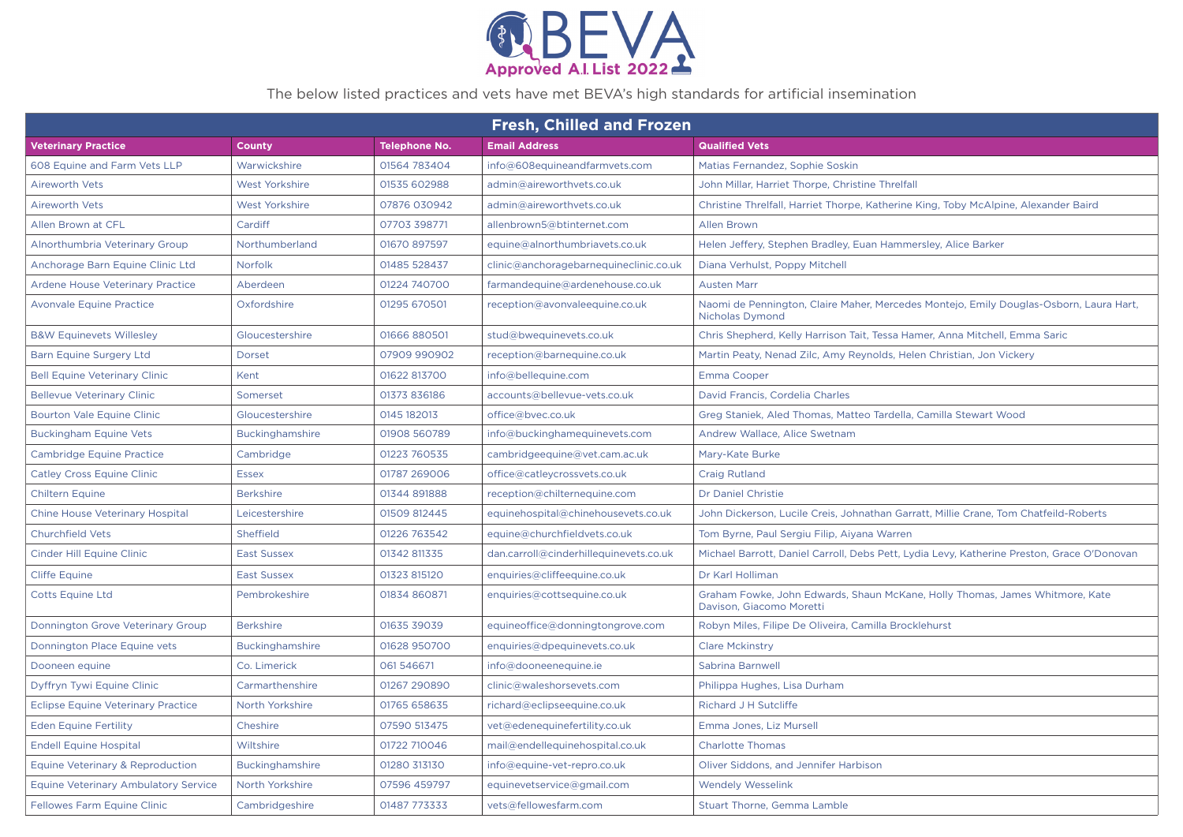# BEVA Approved A.I. List 2022

The below listed practices and vets have met BEVA's high standards for artificial insemination

## Fresh, Chilled and Frozen

| Veterinary Practice | County | Telephone No. | Email Address | Qualified Vets |
|---|---|---|---|---|
| 608 Equine and Farm Vets LLP | Warwickshire | 01564 783404 | info@608equineandfarmvets.com | Matias Fernandez, Sophie Soskin |
| Aireworth Vets | West Yorkshire | 01535 602988 | admin@aireworthvets.co.uk | John Millar, Harriet Thorpe, Christine Threlfall |
| Aireworth Vets | West Yorkshire | 07876 030942 | admin@aireworthvets.co.uk | Christine Threlfall, Harriet Thorpe, Katherine King, Toby McAlpine, Alexander Baird |
| Allen Brown at CFL | Cardiff | 07703 398771 | allenbrown5@btinternet.com | Allen Brown |
| Alnorthumbria Veterinary Group | Northumberland | 01670 897597 | equine@alnorthumbriavets.co.uk | Helen Jeffery, Stephen Bradley, Euan Hammersley, Alice Barker |
| Anchorage Barn Equine Clinic Ltd | Norfolk | 01485 528437 | clinic@anchoragebarnequineclinic.co.uk | Diana Verhulst, Poppy Mitchell |
| Ardene House Veterinary Practice | Aberdeen | 01224 740700 | farmandequine@ardenehouse.co.uk | Austen Marr |
| Avonvale Equine Practice | Oxfordshire | 01295 670501 | reception@avonvaleequine.co.uk | Naomi de Pennington, Claire Maher, Mercedes Montejo, Emily Douglas-Osborn, Laura Hart, Nicholas Dymond |
| B&W Equinevets Willesley | Gloucestershire | 01666 880501 | stud@bwequinevets.co.uk | Chris Shepherd, Kelly Harrison Tait, Tessa Hamer, Anna Mitchell, Emma Saric |
| Barn Equine Surgery Ltd | Dorset | 07909 990902 | reception@barnequine.co.uk | Martin Peaty, Nenad Zilc, Amy Reynolds, Helen Christian, Jon Vickery |
| Bell Equine Veterinary Clinic | Kent | 01622 813700 | info@bellequine.com | Emma Cooper |
| Bellevue Veterinary Clinic | Somerset | 01373 836186 | accounts@bellevue-vets.co.uk | David Francis, Cordelia Charles |
| Bourton Vale Equine Clinic | Gloucestershire | 0145 182013 | office@bvec.co.uk | Greg Staniek, Aled Thomas, Matteo Tardella, Camilla Stewart Wood |
| Buckingham Equine Vets | Buckinghamshire | 01908 560789 | info@buckinghamequinevets.com | Andrew Wallace, Alice Swetnam |
| Cambridge Equine Practice | Cambridge | 01223 760535 | cambridgeequine@vet.cam.ac.uk | Mary-Kate Burke |
| Catley Cross Equine Clinic | Essex | 01787 269006 | office@catleycrossvets.co.uk | Craig Rutland |
| Chiltern Equine | Berkshire | 01344 891888 | reception@chilternequine.com | Dr Daniel Christie |
| Chine House Veterinary Hospital | Leicestershire | 01509 812445 | equinehospital@chinehousevets.co.uk | John Dickerson, Lucile Creis, Johnathan Garratt, Millie Crane, Tom Chatfeild-Roberts |
| Churchfield Vets | Sheffield | 01226 763542 | equine@churchfieldvets.co.uk | Tom Byrne, Paul Sergiu Filip, Aiyana Warren |
| Cinder Hill Equine Clinic | East Sussex | 01342 811335 | dan.carroll@cinderhillequinevets.co.uk | Michael Barrott, Daniel Carroll, Debs Pett, Lydia Levy, Katherine Preston, Grace O'Donovan |
| Cliffe Equine | East Sussex | 01323 815120 | enquiries@cliffeequine.co.uk | Dr Karl Holliman |
| Cotts Equine Ltd | Pembrokeshire | 01834 860871 | enquiries@cottsequine.co.uk | Graham Fowke, John Edwards, Shaun McKane, Holly Thomas, James Whitmore, Kate Davison, Giacomo Moretti |
| Donnington Grove Veterinary Group | Berkshire | 01635 39039 | equineoffice@donningtongrove.com | Robyn Miles, Filipe De Oliveira, Camilla Brocklehurst |
| Donnington Place Equine vets | Buckinghamshire | 01628 950700 | enquiries@dpequinevets.co.uk | Clare Mckinstry |
| Dooneen equine | Co. Limerick | 061 546671 | info@dooneenequine.ie | Sabrina Barnwell |
| Dyffryn Tywi Equine Clinic | Carmarthenshire | 01267 290890 | clinic@waleshorsevets.com | Philippa Hughes, Lisa Durham |
| Eclipse Equine Veterinary Practice | North Yorkshire | 01765 658635 | richard@eclipseequine.co.uk | Richard J H Sutcliffe |
| Eden Equine Fertility | Cheshire | 07590 513475 | vet@edenequinefertility.co.uk | Emma Jones, Liz Mursell |
| Endell Equine Hospital | Wiltshire | 01722 710046 | mail@endellequinehospital.co.uk | Charlotte Thomas |
| Equine Veterinary & Reproduction | Buckinghamshire | 01280 313130 | info@equine-vet-repro.co.uk | Oliver Siddons, and Jennifer Harbison |
| Equine Veterinary Ambulatory Service | North Yorkshire | 07596 459797 | equinevetservice@gmail.com | Wendely Wesselink |
| Fellowes Farm Equine Clinic | Cambridgeshire | 01487 773333 | vets@fellowesfarm.com | Stuart Thorne, Gemma Lamble |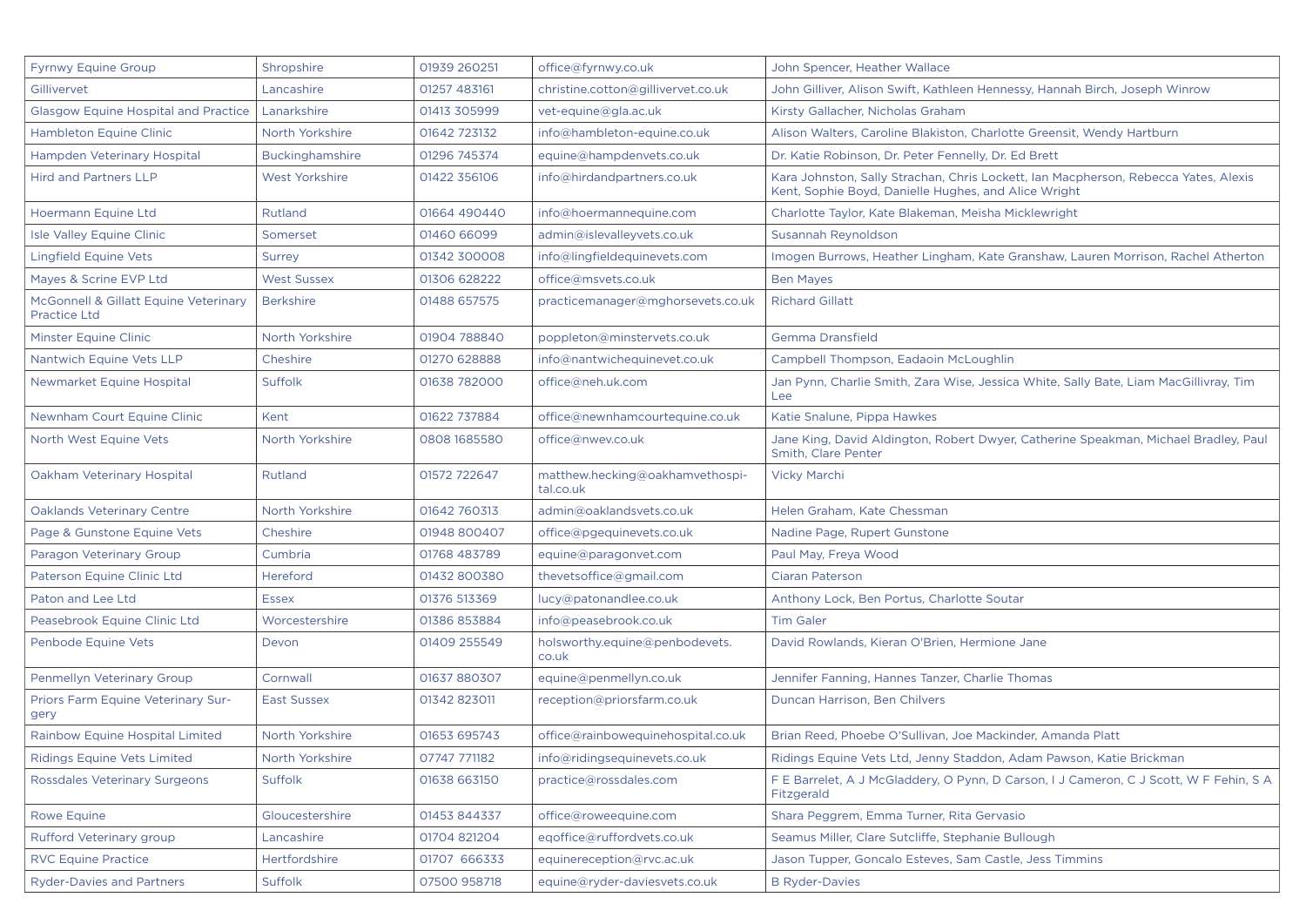| | | | | |
|---|---|---|---|---|
| Fyrnwy Equine Group | Shropshire | 01939 260251 | office@fyrnwy.co.uk | John Spencer, Heather Wallace |
| Gillivervet | Lancashire | 01257 483161 | christine.cotton@gillivervet.co.uk | John Gilliver, Alison Swift, Kathleen Hennessy, Hannah Birch, Joseph Winrow |
| Glasgow Equine Hospital and Practice | Lanarkshire | 01413 305999 | vet-equine@gla.ac.uk | Kirsty Gallacher, Nicholas Graham |
| Hambleton Equine Clinic | North Yorkshire | 01642 723132 | info@hambleton-equine.co.uk | Alison Walters, Caroline Blakiston, Charlotte Greensit, Wendy Hartburn |
| Hampden Veterinary Hospital | Buckinghamshire | 01296 745374 | equine@hampdenvets.co.uk | Dr. Katie Robinson, Dr. Peter Fennelly, Dr. Ed Brett |
| Hird and Partners LLP | West Yorkshire | 01422 356106 | info@hirdandpartners.co.uk | Kara Johnston, Sally Strachan, Chris Lockett, Ian Macpherson, Rebecca Yates, Alexis Kent, Sophie Boyd, Danielle Hughes, and Alice Wright |
| Hoermann Equine Ltd | Rutland | 01664 490440 | info@hoermannequine.com | Charlotte Taylor, Kate Blakeman, Meisha Micklewright |
| Isle Valley Equine Clinic | Somerset | 01460 66099 | admin@islevalleyvets.co.uk | Susannah Reynoldson |
| Lingfield Equine Vets | Surrey | 01342 300008 | info@lingfieldequinevets.com | Imogen Burrows, Heather Lingham, Kate Granshaw, Lauren Morrison, Rachel Atherton |
| Mayes & Scrine EVP Ltd | West Sussex | 01306 628222 | office@msvets.co.uk | Ben Mayes |
| McGonnell & Gillatt Equine Veterinary Practice Ltd | Berkshire | 01488 657575 | practicemanager@mghorsevets.co.uk | Richard Gillatt |
| Minster Equine Clinic | North Yorkshire | 01904 788840 | poppleton@minstervets.co.uk | Gemma Dransfield |
| Nantwich Equine Vets LLP | Cheshire | 01270 628888 | info@nantwichequinevet.co.uk | Campbell Thompson, Eadaoin McLoughlin |
| Newmarket Equine Hospital | Suffolk | 01638 782000 | office@neh.uk.com | Jan Pynn, Charlie Smith, Zara Wise, Jessica White, Sally Bate, Liam MacGillivray, Tim Lee |
| Newnham Court Equine Clinic | Kent | 01622 737884 | office@newnhamcourtequine.co.uk | Katie Snalune, Pippa Hawkes |
| North West Equine Vets | North Yorkshire | 0808 1685580 | office@nwev.co.uk | Jane King, David Aldington, Robert Dwyer, Catherine Speakman, Michael Bradley, Paul Smith, Clare Penter |
| Oakham Veterinary Hospital | Rutland | 01572 722647 | matthew.hecking@oakhamvethospital.co.uk | Vicky Marchi |
| Oaklands Veterinary Centre | North Yorkshire | 01642 760313 | admin@oaklandsvets.co.uk | Helen Graham, Kate Chessman |
| Page & Gunstone Equine Vets | Cheshire | 01948 800407 | office@pgequinevets.co.uk | Nadine Page, Rupert Gunstone |
| Paragon Veterinary Group | Cumbria | 01768 483789 | equine@paragonvet.com | Paul May, Freya Wood |
| Paterson Equine Clinic Ltd | Hereford | 01432 800380 | thevetsoffice@gmail.com | Ciaran Paterson |
| Paton and Lee Ltd | Essex | 01376 513369 | lucy@patonandlee.co.uk | Anthony Lock, Ben Portus, Charlotte Soutar |
| Peasebrook Equine Clinic Ltd | Worcestershire | 01386 853884 | info@peasebrook.co.uk | Tim Galer |
| Penbode Equine Vets | Devon | 01409 255549 | holsworthy.equine@penbodevets.co.uk | David Rowlands, Kieran O'Brien, Hermione Jane |
| Penmellyn Veterinary Group | Cornwall | 01637 880307 | equine@penmellyn.co.uk | Jennifer Fanning, Hannes Tanzer, Charlie Thomas |
| Priors Farm Equine Veterinary Surgery | East Sussex | 01342 823011 | reception@priorsfarm.co.uk | Duncan Harrison, Ben Chilvers |
| Rainbow Equine Hospital Limited | North Yorkshire | 01653 695743 | office@rainbowequinehospital.co.uk | Brian Reed, Phoebe O'Sullivan, Joe Mackinder, Amanda Platt |
| Ridings Equine Vets Limited | North Yorkshire | 07747 771182 | info@ridingsequinevets.co.uk | Ridings Equine Vets Ltd, Jenny Staddon, Adam Pawson, Katie Brickman |
| Rossdales Veterinary Surgeons | Suffolk | 01638 663150 | practice@rossdales.com | F E Barrelet, A J McGladdery, O Pynn, D Carson, I J Cameron, C J Scott, W F Fehin, S A Fitzgerald |
| Rowe Equine | Gloucestershire | 01453 844337 | office@roweequine.com | Shara Peggrem, Emma Turner, Rita Gervasio |
| Rufford Veterinary group | Lancashire | 01704 821204 | eqoffice@ruffordvets.co.uk | Seamus Miller, Clare Sutcliffe, Stephanie Bullough |
| RVC Equine Practice | Hertfordshire | 01707 666333 | equinereception@rvc.ac.uk | Jason Tupper, Goncalo Esteves, Sam Castle, Jess Timmins |
| Ryder-Davies and Partners | Suffolk | 07500 958718 | equine@ryder-daviesvets.co.uk | B Ryder-Davies |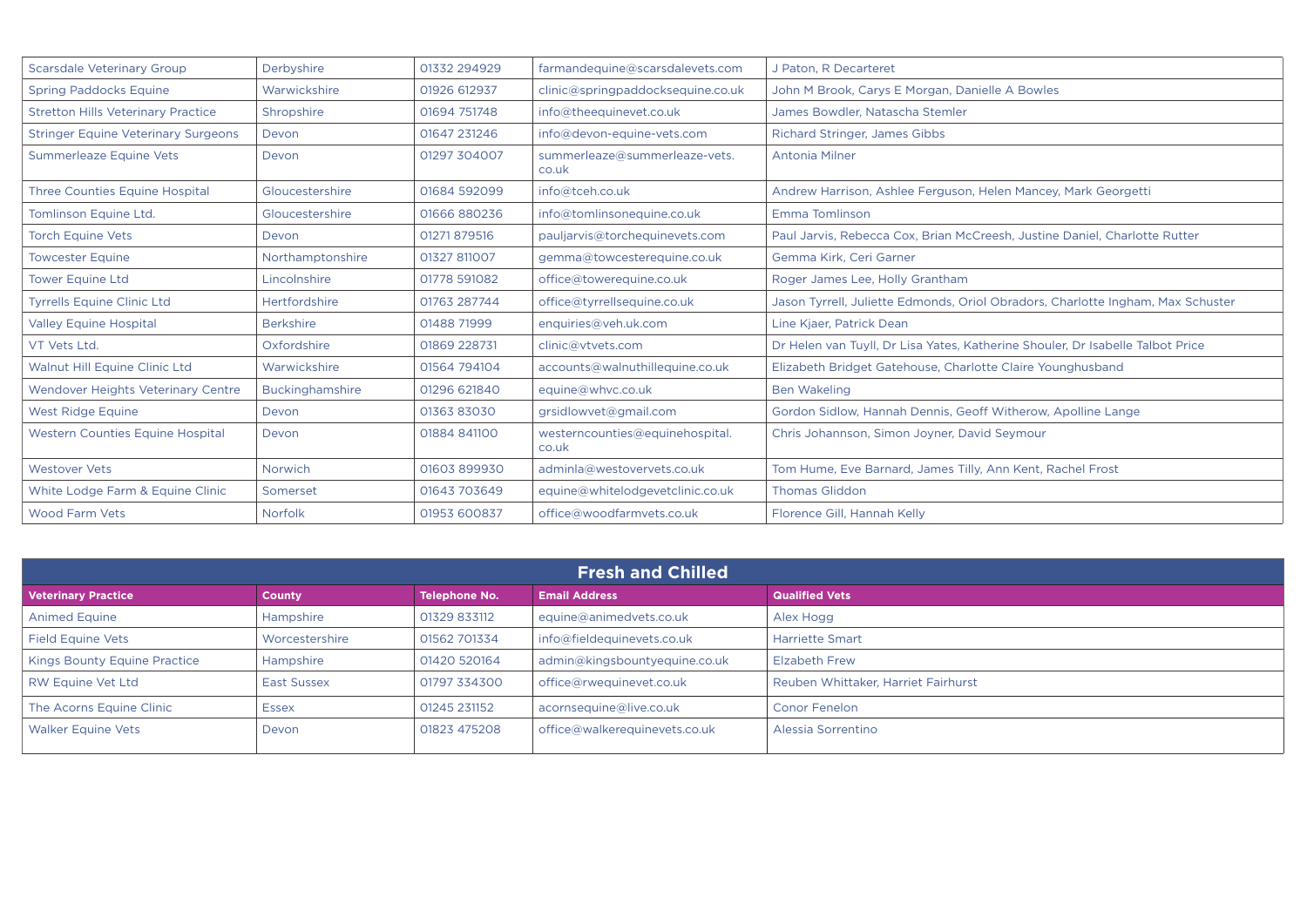| | | | | |
|---|---|---|---|---|
| Scarsdale Veterinary Group | Derbyshire | 01332 294929 | farmandequine@scarsdalevets.com | J Paton, R Decarteret |
| Spring Paddocks Equine | Warwickshire | 01926 612937 | clinic@springpaddocksequine.co.uk | John M Brook, Carys E Morgan, Danielle A Bowles |
| Stretton Hills Veterinary Practice | Shropshire | 01694 751748 | info@theequinevet.co.uk | James Bowdler, Natascha Stemler |
| Stringer Equine Veterinary Surgeons | Devon | 01647 231246 | info@devon-equine-vets.com | Richard Stringer, James Gibbs |
| Summerleaze Equine Vets | Devon | 01297 304007 | summerleaze@summerleaze-vets.co.uk | Antonia Milner |
| Three Counties Equine Hospital | Gloucestershire | 01684 592099 | info@tceh.co.uk | Andrew Harrison, Ashlee Ferguson, Helen Mancey, Mark Georgetti |
| Tomlinson Equine Ltd. | Gloucestershire | 01666 880236 | info@tomlinsonequine.co.uk | Emma Tomlinson |
| Torch Equine Vets | Devon | 01271 879516 | pauljarvis@torchequinevets.com | Paul Jarvis, Rebecca Cox, Brian McCreesh, Justine Daniel, Charlotte Rutter |
| Towcester Equine | Northamptonshire | 01327 811007 | gemma@towcesterequine.co.uk | Gemma Kirk, Ceri Garner |
| Tower Equine Ltd | Lincolnshire | 01778 591082 | office@towerequine.co.uk | Roger James Lee, Holly Grantham |
| Tyrrells Equine Clinic Ltd | Hertfordshire | 01763 287744 | office@tyrrellsequine.co.uk | Jason Tyrrell, Juliette Edmonds, Oriol Obradors, Charlotte Ingham, Max Schuster |
| Valley Equine Hospital | Berkshire | 01488 71999 | enquiries@veh.uk.com | Line Kjaer, Patrick Dean |
| VT Vets Ltd. | Oxfordshire | 01869 228731 | clinic@vtvets.com | Dr Helen van Tuyll, Dr Lisa Yates, Katherine Shouler, Dr Isabelle Talbot Price |
| Walnut Hill Equine Clinic Ltd | Warwickshire | 01564 794104 | accounts@walnuthillequine.co.uk | Elizabeth Bridget Gatehouse, Charlotte Claire Younghusband |
| Wendover Heights Veterinary Centre | Buckinghamshire | 01296 621840 | equine@whvc.co.uk | Ben Wakeling |
| West Ridge Equine | Devon | 01363 83030 | grsidlowvet@gmail.com | Gordon Sidlow, Hannah Dennis, Geoff Witherow, Apolline Lange |
| Western Counties Equine Hospital | Devon | 01884 841100 | westerncounties@equinehospital.co.uk | Chris Johannson, Simon Joyner, David Seymour |
| Westover Vets | Norwich | 01603 899930 | adminla@westovervets.co.uk | Tom Hume, Eve Barnard, James Tilly, Ann Kent, Rachel Frost |
| White Lodge Farm & Equine Clinic | Somerset | 01643 703649 | equine@whitelodgevetclinic.co.uk | Thomas Gliddon |
| Wood Farm Vets | Norfolk | 01953 600837 | office@woodfarmvets.co.uk | Florence Gill, Hannah Kelly |

## Fresh and Chilled

| Veterinary Practice | County | Telephone No. | Email Address | Qualified Vets |
|---|---|---|---|---|
| Animed Equine | Hampshire | 01329 833112 | equine@animedvets.co.uk | Alex Hogg |
| Field Equine Vets | Worcestershire | 01562 701334 | info@fieldequinevets.co.uk | Harriette Smart |
| Kings Bounty Equine Practice | Hampshire | 01420 520164 | admin@kingsbountyequine.co.uk | Elzabeth Frew |
| RW Equine Vet Ltd | East Sussex | 01797 334300 | office@rwequinevet.co.uk | Reuben Whittaker, Harriet Fairhurst |
| The Acorns Equine Clinic | Essex | 01245 231152 | acornsequine@live.co.uk | Conor Fenelon |
| Walker Equine Vets | Devon | 01823 475208 | office@walkerequinevets.co.uk | Alessia Sorrentino |